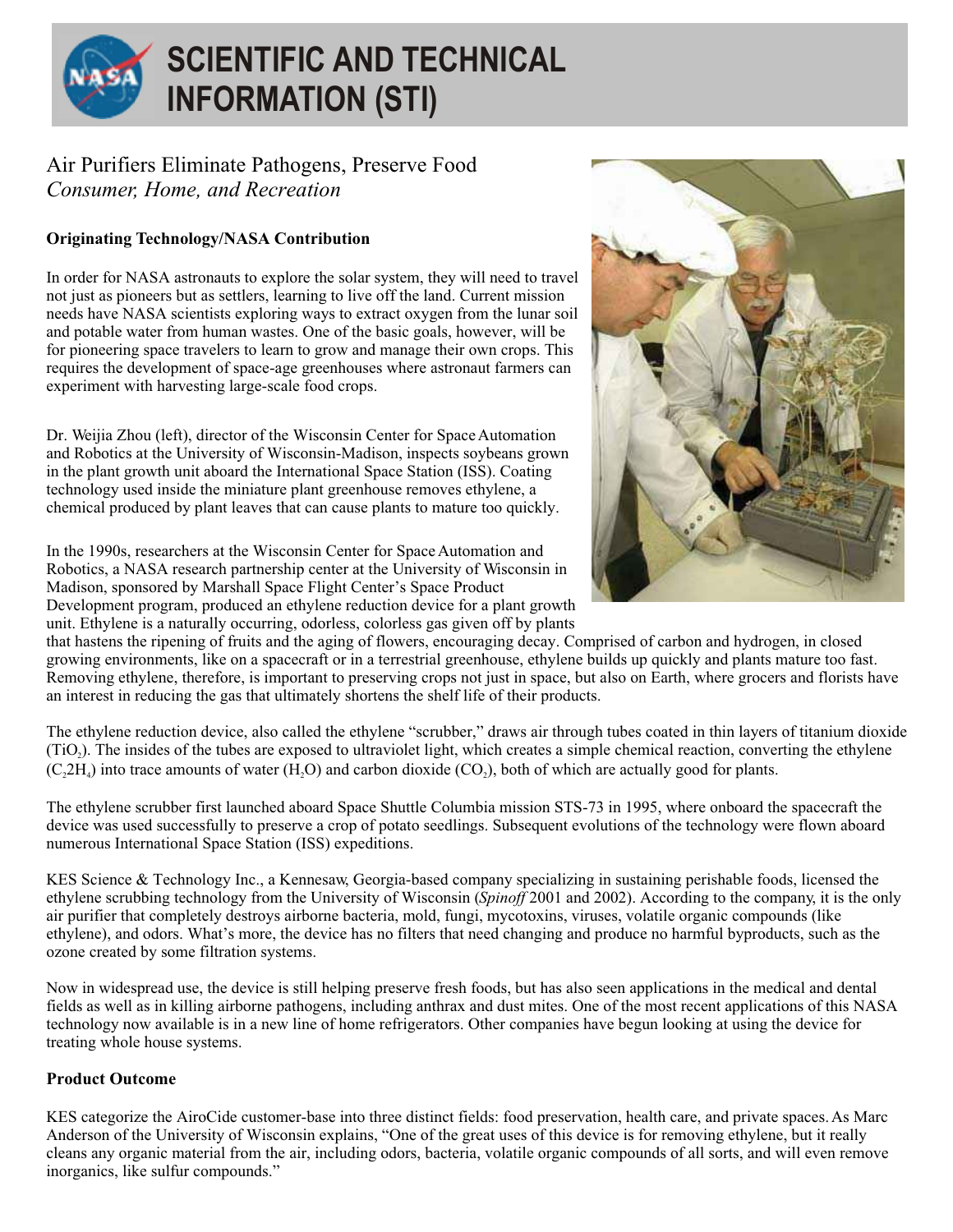# SCIENTIFIC AND TECHNICAL INFORMATION (STI)

## Air Purifiers Eliminate Pathogens, Preserve Food
*Consumer, Home, and Recreation*

### Originating Technology/NASA Contribution

In order for NASA astronauts to explore the solar system, they will need to travel not just as pioneers but as settlers, learning to live off the land. Current mission needs have NASA scientists exploring ways to extract oxygen from the lunar soil and potable water from human wastes. One of the basic goals, however, will be for pioneering space travelers to learn to grow and manage their own crops. This requires the development of space-age greenhouses where astronaut farmers can experiment with harvesting large-scale food crops.

Dr. Weijia Zhou (left), director of the Wisconsin Center for Space Automation and Robotics at the University of Wisconsin-Madison, inspects soybeans grown in the plant growth unit aboard the International Space Station (ISS). Coating technology used inside the miniature plant greenhouse removes ethylene, a chemical produced by plant leaves that can cause plants to mature too quickly.

In the 1990s, researchers at the Wisconsin Center for Space Automation and Robotics, a NASA research partnership center at the University of Wisconsin in Madison, sponsored by Marshall Space Flight Center's Space Product Development program, produced an ethylene reduction device for a plant growth unit. Ethylene is a naturally occurring, odorless, colorless gas given off by plants that hastens the ripening of fruits and the aging of flowers, encouraging decay. Comprised of carbon and hydrogen, in closed growing environments, like on a spacecraft or in a terrestrial greenhouse, ethylene builds up quickly and plants mature too fast. Removing ethylene, therefore, is important to preserving crops not just in space, but also on Earth, where grocers and florists have an interest in reducing the gas that ultimately shortens the shelf life of their products.

The ethylene reduction device, also called the ethylene "scrubber," draws air through tubes coated in thin layers of titanium dioxide ($TiO_2$). The insides of the tubes are exposed to ultraviolet light, which creates a simple chemical reaction, converting the ethylene ($C_22H_4$) into trace amounts of water ($H_2O$) and carbon dioxide ($CO_2$), both of which are actually good for plants.

The ethylene scrubber first launched aboard Space Shuttle Columbia mission STS-73 in 1995, where onboard the spacecraft the device was used successfully to preserve a crop of potato seedlings. Subsequent evolutions of the technology were flown aboard numerous International Space Station (ISS) expeditions.

KES Science & Technology Inc., a Kennesaw, Georgia-based company specializing in sustaining perishable foods, licensed the ethylene scrubbing technology from the University of Wisconsin (*Spinoff* 2001 and 2002). According to the company, it is the only air purifier that completely destroys airborne bacteria, mold, fungi, mycotoxins, viruses, volatile organic compounds (like ethylene), and odors. What's more, the device has no filters that need changing and produce no harmful byproducts, such as the ozone created by some filtration systems.

Now in widespread use, the device is still helping preserve fresh foods, but has also seen applications in the medical and dental fields as well as in killing airborne pathogens, including anthrax and dust mites. One of the most recent applications of this NASA technology now available is in a new line of home refrigerators. Other companies have begun looking at using the device for treating whole house systems.

### Product Outcome

KES categorize the AiroCide customer-base into three distinct fields: food preservation, health care, and private spaces. As Marc Anderson of the University of Wisconsin explains, "One of the great uses of this device is for removing ethylene, but it really cleans any organic material from the air, including odors, bacteria, volatile organic compounds of all sorts, and will even remove inorganics, like sulfur compounds."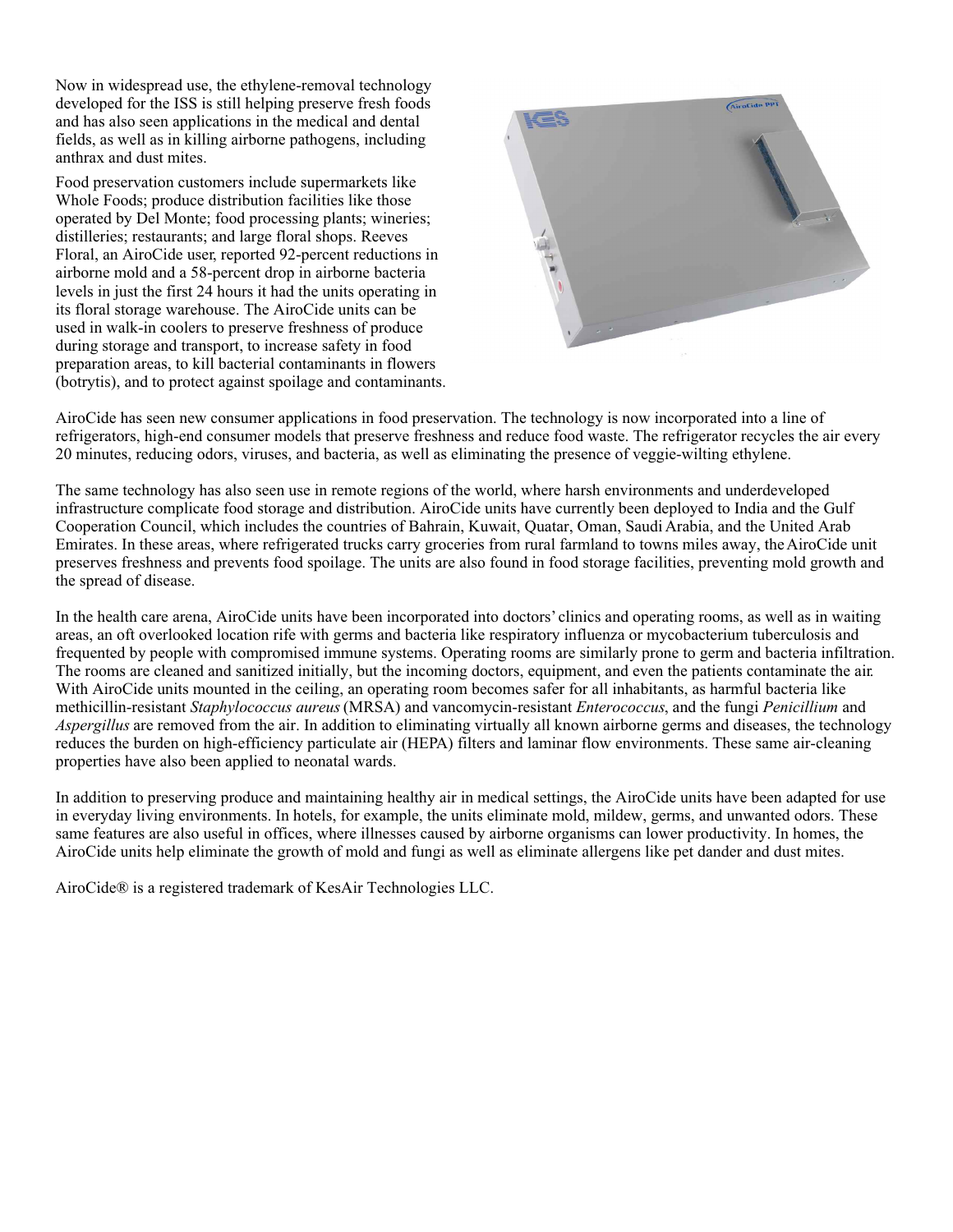Now in widespread use, the ethylene-removal technology developed for the ISS is still helping preserve fresh foods and has also seen applications in the medical and dental fields, as well as in killing airborne pathogens, including anthrax and dust mites.

Food preservation customers include supermarkets like Whole Foods; produce distribution facilities like those operated by Del Monte; food processing plants; wineries; distilleries; restaurants; and large floral shops. Reeves Floral, an AiroCide user, reported 92-percent reductions in airborne mold and a 58-percent drop in airborne bacteria levels in just the first 24 hours it had the units operating in its floral storage warehouse. The AiroCide units can be used in walk-in coolers to preserve freshness of produce during storage and transport, to increase safety in food preparation areas, to kill bacterial contaminants in flowers (botrytis), and to protect against spoilage and contaminants.

AiroCide has seen new consumer applications in food preservation. The technology is now incorporated into a line of refrigerators, high-end consumer models that preserve freshness and reduce food waste. The refrigerator recycles the air every 20 minutes, reducing odors, viruses, and bacteria, as well as eliminating the presence of veggie-wilting ethylene.

The same technology has also seen use in remote regions of the world, where harsh environments and underdeveloped infrastructure complicate food storage and distribution. AiroCide units have currently been deployed to India and the Gulf Cooperation Council, which includes the countries of Bahrain, Kuwait, Quatar, Oman, Saudi Arabia, and the United Arab Emirates. In these areas, where refrigerated trucks carry groceries from rural farmland to towns miles away, the AiroCide unit preserves freshness and prevents food spoilage. The units are also found in food storage facilities, preventing mold growth and the spread of disease.

In the health care arena, AiroCide units have been incorporated into doctors' clinics and operating rooms, as well as in waiting areas, an oft overlooked location rife with germs and bacteria like respiratory influenza or mycobacterium tuberculosis and frequented by people with compromised immune systems. Operating rooms are similarly prone to germ and bacteria infiltration. The rooms are cleaned and sanitized initially, but the incoming doctors, equipment, and even the patients contaminate the air. With AiroCide units mounted in the ceiling, an operating room becomes safer for all inhabitants, as harmful bacteria like methicillin-resistant *Staphylococcus aureus* (MRSA) and vancomycin-resistant *Enterococcus*, and the fungi *Penicillium* and *Aspergillus* are removed from the air. In addition to eliminating virtually all known airborne germs and diseases, the technology reduces the burden on high-efficiency particulate air (HEPA) filters and laminar flow environments. These same air-cleaning properties have also been applied to neonatal wards.

In addition to preserving produce and maintaining healthy air in medical settings, the AiroCide units have been adapted for use in everyday living environments. In hotels, for example, the units eliminate mold, mildew, germs, and unwanted odors. These same features are also useful in offices, where illnesses caused by airborne organisms can lower productivity. In homes, the AiroCide units help eliminate the growth of mold and fungi as well as eliminate allergens like pet dander and dust mites.

AiroCide® is a registered trademark of KesAir Technologies LLC.